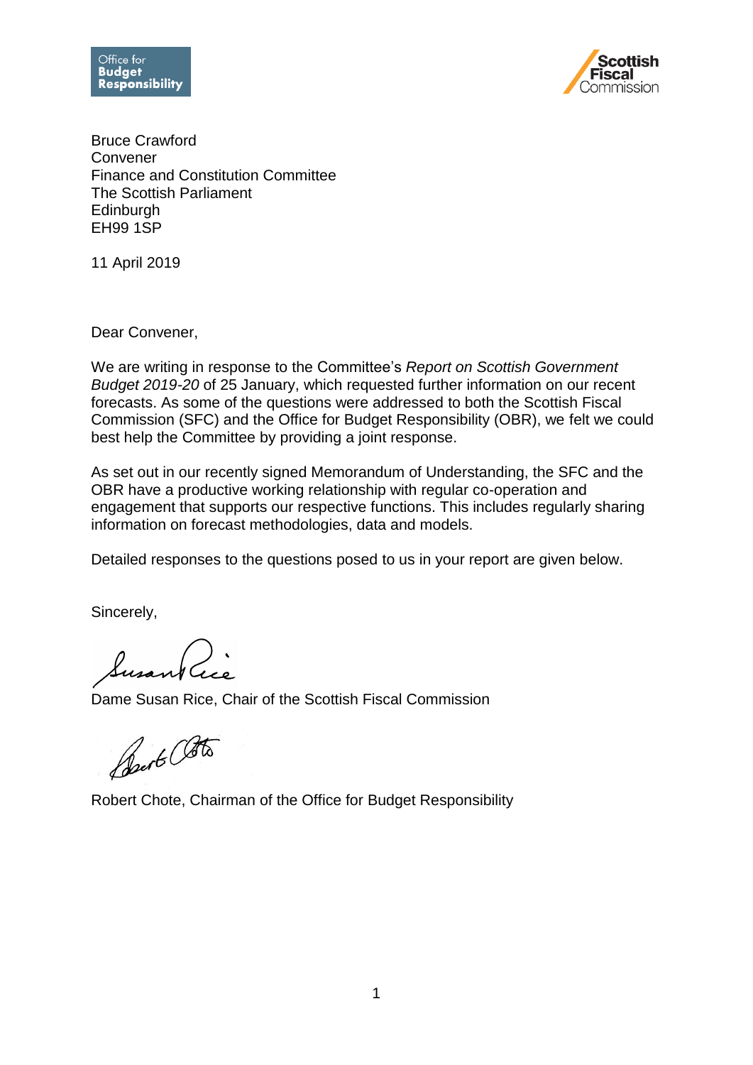Bruce Crawford  
Convener  
Finance and Constitution Committee  
The Scottish Parliament  
Edinburgh  
EH99 1SP

11 April 2019

Dear Convener,

We are writing in response to the Committee's *Report on Scottish Government Budget 2019-20* of 25 January, which requested further information on our recent forecasts. As some of the questions were addressed to both the Scottish Fiscal Commission (SFC) and the Office for Budget Responsibility (OBR), we felt we could best help the Committee by providing a joint response.

As set out in our recently signed Memorandum of Understanding, the SFC and the OBR have a productive working relationship with regular co-operation and engagement that supports our respective functions. This includes regularly sharing information on forecast methodologies, data and models.

Detailed responses to the questions posed to us in your report are given below.

Sincerely,

Dame Susan Rice, Chair of the Scottish Fiscal Commission

Robert Chote, Chairman of the Office for Budget Responsibility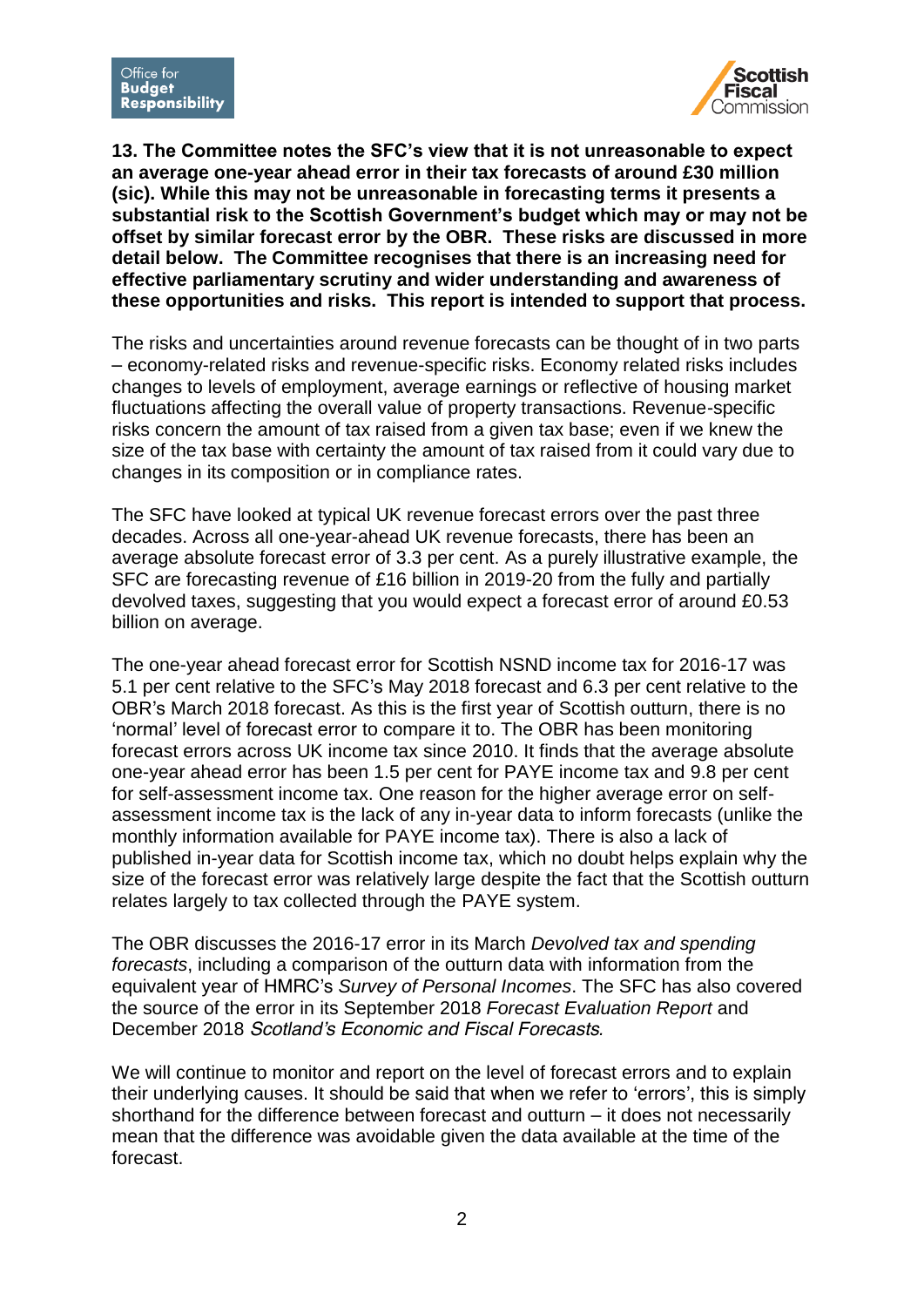**13. The Committee notes the SFC's view that it is not unreasonable to expect an average one-year ahead error in their tax forecasts of around £30 million (sic). While this may not be unreasonable in forecasting terms it presents a substantial risk to the Scottish Government's budget which may or may not be offset by similar forecast error by the OBR. These risks are discussed in more detail below. The Committee recognises that there is an increasing need for effective parliamentary scrutiny and wider understanding and awareness of these opportunities and risks. This report is intended to support that process.**

The risks and uncertainties around revenue forecasts can be thought of in two parts – economy-related risks and revenue-specific risks. Economy related risks includes changes to levels of employment, average earnings or reflective of housing market fluctuations affecting the overall value of property transactions. Revenue-specific risks concern the amount of tax raised from a given tax base; even if we knew the size of the tax base with certainty the amount of tax raised from it could vary due to changes in its composition or in compliance rates.

The SFC have looked at typical UK revenue forecast errors over the past three decades. Across all one-year-ahead UK revenue forecasts, there has been an average absolute forecast error of 3.3 per cent. As a purely illustrative example, the SFC are forecasting revenue of £16 billion in 2019-20 from the fully and partially devolved taxes, suggesting that you would expect a forecast error of around £0.53 billion on average.

The one-year ahead forecast error for Scottish NSND income tax for 2016-17 was 5.1 per cent relative to the SFC's May 2018 forecast and 6.3 per cent relative to the OBR's March 2018 forecast. As this is the first year of Scottish outturn, there is no 'normal' level of forecast error to compare it to. The OBR has been monitoring forecast errors across UK income tax since 2010. It finds that the average absolute one-year ahead error has been 1.5 per cent for PAYE income tax and 9.8 per cent for self-assessment income tax. One reason for the higher average error on self-assessment income tax is the lack of any in-year data to inform forecasts (unlike the monthly information available for PAYE income tax). There is also a lack of published in-year data for Scottish income tax, which no doubt helps explain why the size of the forecast error was relatively large despite the fact that the Scottish outturn relates largely to tax collected through the PAYE system.

The OBR discusses the 2016-17 error in its March *Devolved tax and spending forecasts*, including a comparison of the outturn data with information from the equivalent year of HMRC's *Survey of Personal Incomes*. The SFC has also covered the source of the error in its September 2018 *Forecast Evaluation Report* and December 2018 *Scotland's Economic and Fiscal Forecasts.*

We will continue to monitor and report on the level of forecast errors and to explain their underlying causes. It should be said that when we refer to 'errors', this is simply shorthand for the difference between forecast and outturn – it does not necessarily mean that the difference was avoidable given the data available at the time of the forecast.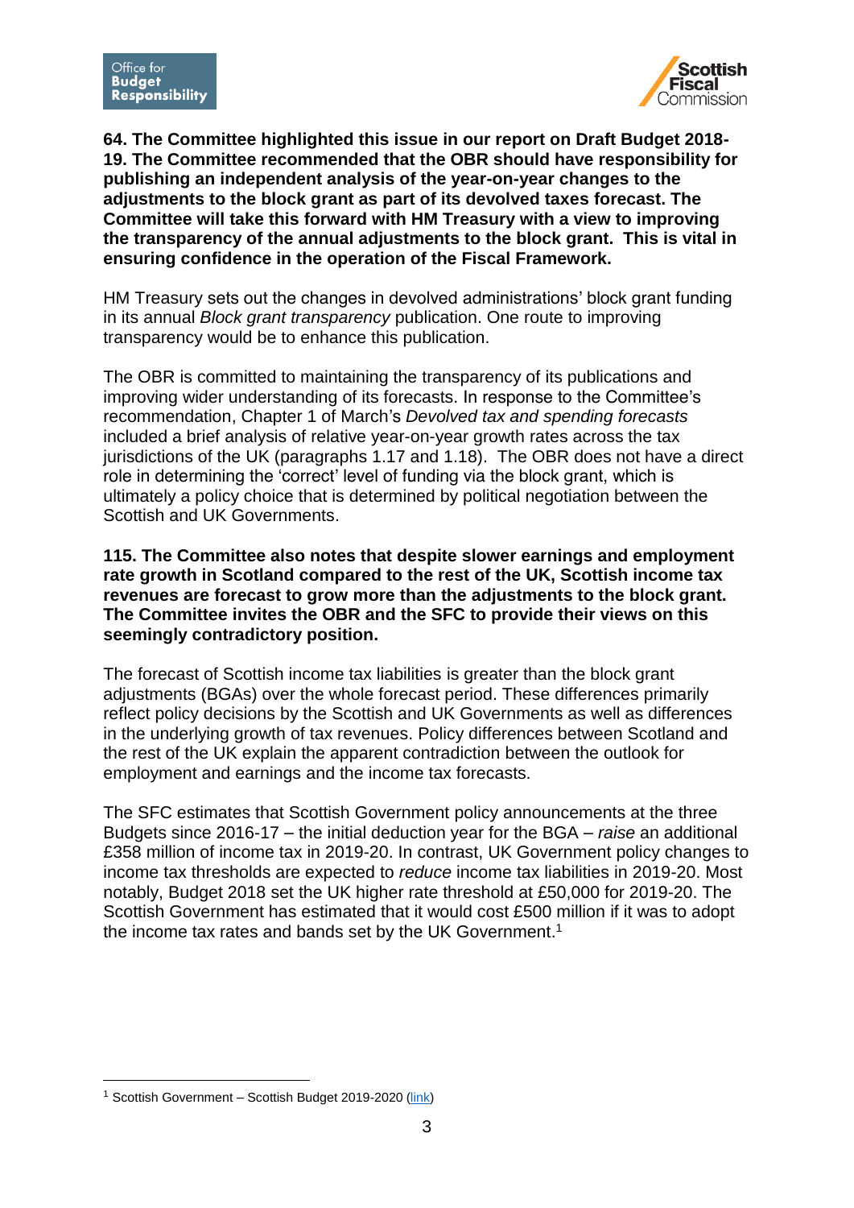**64. The Committee highlighted this issue in our report on Draft Budget 2018-19. The Committee recommended that the OBR should have responsibility for publishing an independent analysis of the year-on-year changes to the adjustments to the block grant as part of its devolved taxes forecast. The Committee will take this forward with HM Treasury with a view to improving the transparency of the annual adjustments to the block grant. This is vital in ensuring confidence in the operation of the Fiscal Framework.**

HM Treasury sets out the changes in devolved administrations' block grant funding in its annual *Block grant transparency* publication. One route to improving transparency would be to enhance this publication.

The OBR is committed to maintaining the transparency of its publications and improving wider understanding of its forecasts. In response to the Committee's recommendation, Chapter 1 of March's *Devolved tax and spending forecasts* included a brief analysis of relative year-on-year growth rates across the tax jurisdictions of the UK (paragraphs 1.17 and 1.18). The OBR does not have a direct role in determining the 'correct' level of funding via the block grant, which is ultimately a policy choice that is determined by political negotiation between the Scottish and UK Governments.

**115. The Committee also notes that despite slower earnings and employment rate growth in Scotland compared to the rest of the UK, Scottish income tax revenues are forecast to grow more than the adjustments to the block grant. The Committee invites the OBR and the SFC to provide their views on this seemingly contradictory position.**

The forecast of Scottish income tax liabilities is greater than the block grant adjustments (BGAs) over the whole forecast period. These differences primarily reflect policy decisions by the Scottish and UK Governments as well as differences in the underlying growth of tax revenues. Policy differences between Scotland and the rest of the UK explain the apparent contradiction between the outlook for employment and earnings and the income tax forecasts.

The SFC estimates that Scottish Government policy announcements at the three Budgets since 2016-17 – the initial deduction year for the BGA – *raise* an additional £358 million of income tax in 2019-20. In contrast, UK Government policy changes to income tax thresholds are expected to *reduce* income tax liabilities in 2019-20. Most notably, Budget 2018 set the UK higher rate threshold at £50,000 for 2019-20. The Scottish Government has estimated that it would cost £500 million if it was to adopt the income tax rates and bands set by the UK Government.[1]

---

[1] Scottish Government – Scottish Budget 2019-2020 (link)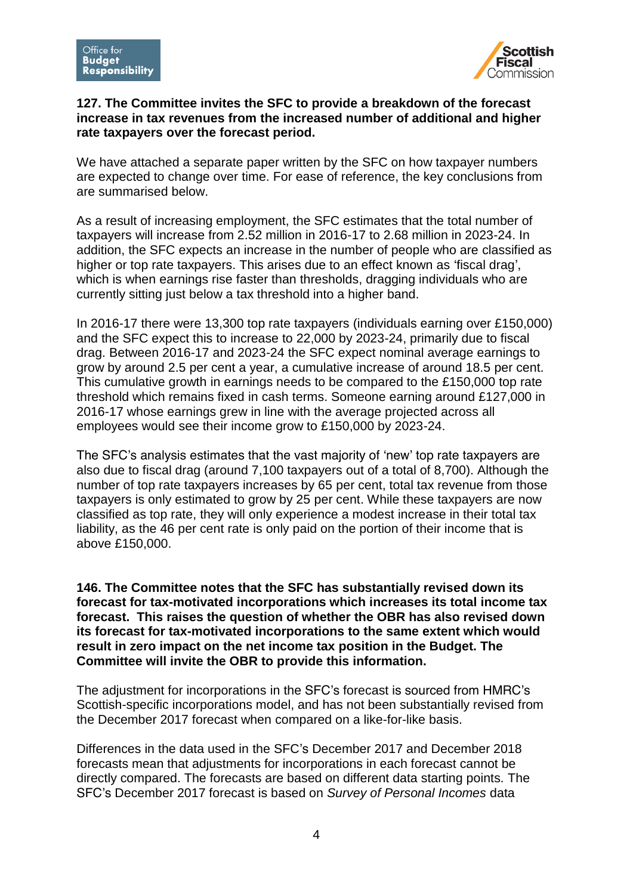**127. The Committee invites the SFC to provide a breakdown of the forecast increase in tax revenues from the increased number of additional and higher rate taxpayers over the forecast period.**

We have attached a separate paper written by the SFC on how taxpayer numbers are expected to change over time. For ease of reference, the key conclusions from are summarised below.

As a result of increasing employment, the SFC estimates that the total number of taxpayers will increase from 2.52 million in 2016-17 to 2.68 million in 2023-24. In addition, the SFC expects an increase in the number of people who are classified as higher or top rate taxpayers. This arises due to an effect known as 'fiscal drag', which is when earnings rise faster than thresholds, dragging individuals who are currently sitting just below a tax threshold into a higher band.

In 2016-17 there were 13,300 top rate taxpayers (individuals earning over £150,000) and the SFC expect this to increase to 22,000 by 2023-24, primarily due to fiscal drag. Between 2016-17 and 2023-24 the SFC expect nominal average earnings to grow by around 2.5 per cent a year, a cumulative increase of around 18.5 per cent. This cumulative growth in earnings needs to be compared to the £150,000 top rate threshold which remains fixed in cash terms. Someone earning around £127,000 in 2016-17 whose earnings grew in line with the average projected across all employees would see their income grow to £150,000 by 2023-24.

The SFC's analysis estimates that the vast majority of 'new' top rate taxpayers are also due to fiscal drag (around 7,100 taxpayers out of a total of 8,700). Although the number of top rate taxpayers increases by 65 per cent, total tax revenue from those taxpayers is only estimated to grow by 25 per cent. While these taxpayers are now classified as top rate, they will only experience a modest increase in their total tax liability, as the 46 per cent rate is only paid on the portion of their income that is above £150,000.

**146. The Committee notes that the SFC has substantially revised down its forecast for tax-motivated incorporations which increases its total income tax forecast. This raises the question of whether the OBR has also revised down its forecast for tax-motivated incorporations to the same extent which would result in zero impact on the net income tax position in the Budget. The Committee will invite the OBR to provide this information.**

The adjustment for incorporations in the SFC's forecast is sourced from HMRC's Scottish-specific incorporations model, and has not been substantially revised from the December 2017 forecast when compared on a like-for-like basis.

Differences in the data used in the SFC's December 2017 and December 2018 forecasts mean that adjustments for incorporations in each forecast cannot be directly compared. The forecasts are based on different data starting points. The SFC's December 2017 forecast is based on *Survey of Personal Incomes* data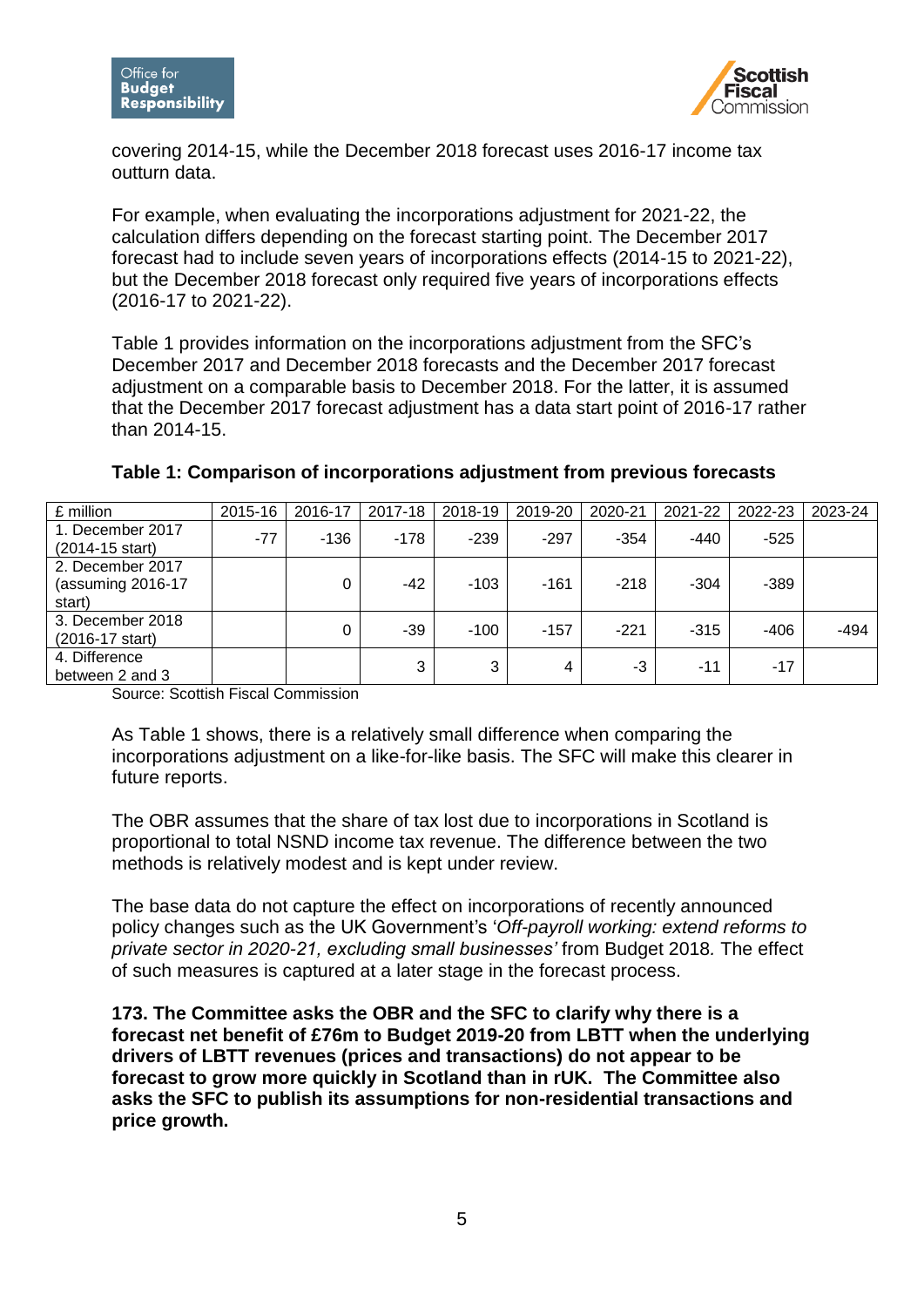covering 2014-15, while the December 2018 forecast uses 2016-17 income tax outturn data.

For example, when evaluating the incorporations adjustment for 2021-22, the calculation differs depending on the forecast starting point. The December 2017 forecast had to include seven years of incorporations effects (2014-15 to 2021-22), but the December 2018 forecast only required five years of incorporations effects (2016-17 to 2021-22).

Table 1 provides information on the incorporations adjustment from the SFC's December 2017 and December 2018 forecasts and the December 2017 forecast adjustment on a comparable basis to December 2018. For the latter, it is assumed that the December 2017 forecast adjustment has a data start point of 2016-17 rather than 2014-15.

**Table 1: Comparison of incorporations adjustment from previous forecasts**

| £ million | 2015-16 | 2016-17 | 2017-18 | 2018-19 | 2019-20 | 2020-21 | 2021-22 | 2022-23 | 2023-24 |
|---|---|---|---|---|---|---|---|---|---|
| 1. December 2017 (2014-15 start) | -77 | -136 | -178 | -239 | -297 | -354 | -440 | -525 | |
| 2. December 2017 (assuming 2016-17 start) | | 0 | -42 | -103 | -161 | -218 | -304 | -389 | |
| 3. December 2018 (2016-17 start) | | 0 | -39 | -100 | -157 | -221 | -315 | -406 | -494 |
| 4. Difference between 2 and 3 | | | 3 | 3 | 4 | -3 | -11 | -17 | |

Source: Scottish Fiscal Commission

As Table 1 shows, there is a relatively small difference when comparing the incorporations adjustment on a like-for-like basis. The SFC will make this clearer in future reports.

The OBR assumes that the share of tax lost due to incorporations in Scotland is proportional to total NSND income tax revenue. The difference between the two methods is relatively modest and is kept under review.

The base data do not capture the effect on incorporations of recently announced policy changes such as the UK Government's '*Off-payroll working: extend reforms to private sector in 2020-21, excluding small businesses'* from Budget 2018. The effect of such measures is captured at a later stage in the forecast process.

**173. The Committee asks the OBR and the SFC to clarify why there is a forecast net benefit of £76m to Budget 2019-20 from LBTT when the underlying drivers of LBTT revenues (prices and transactions) do not appear to be forecast to grow more quickly in Scotland than in rUK. The Committee also asks the SFC to publish its assumptions for non-residential transactions and price growth.**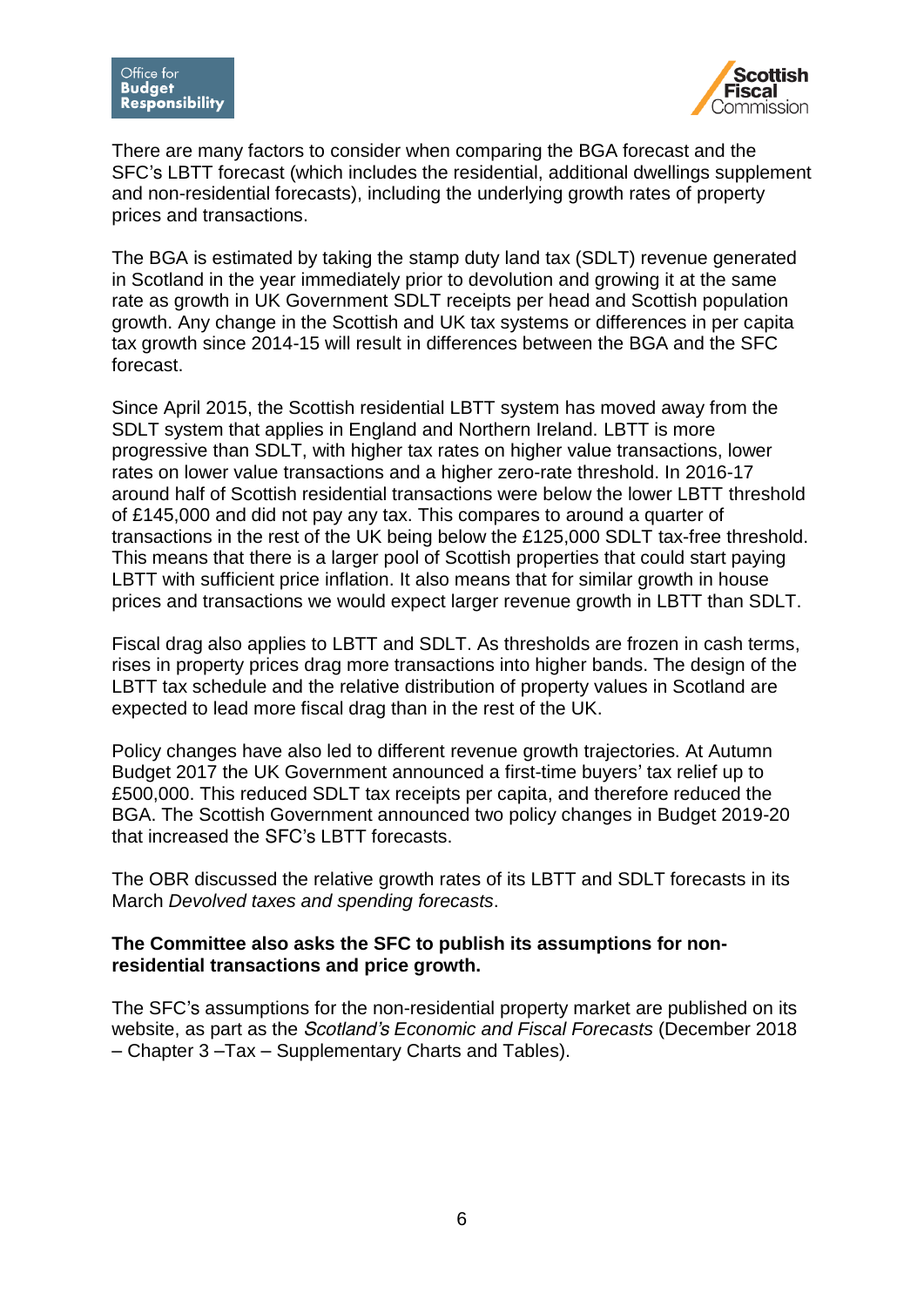There are many factors to consider when comparing the BGA forecast and the SFC's LBTT forecast (which includes the residential, additional dwellings supplement and non-residential forecasts), including the underlying growth rates of property prices and transactions.

The BGA is estimated by taking the stamp duty land tax (SDLT) revenue generated in Scotland in the year immediately prior to devolution and growing it at the same rate as growth in UK Government SDLT receipts per head and Scottish population growth. Any change in the Scottish and UK tax systems or differences in per capita tax growth since 2014-15 will result in differences between the BGA and the SFC forecast.

Since April 2015, the Scottish residential LBTT system has moved away from the SDLT system that applies in England and Northern Ireland. LBTT is more progressive than SDLT, with higher tax rates on higher value transactions, lower rates on lower value transactions and a higher zero-rate threshold. In 2016-17 around half of Scottish residential transactions were below the lower LBTT threshold of £145,000 and did not pay any tax. This compares to around a quarter of transactions in the rest of the UK being below the £125,000 SDLT tax-free threshold. This means that there is a larger pool of Scottish properties that could start paying LBTT with sufficient price inflation. It also means that for similar growth in house prices and transactions we would expect larger revenue growth in LBTT than SDLT.

Fiscal drag also applies to LBTT and SDLT. As thresholds are frozen in cash terms, rises in property prices drag more transactions into higher bands. The design of the LBTT tax schedule and the relative distribution of property values in Scotland are expected to lead more fiscal drag than in the rest of the UK.

Policy changes have also led to different revenue growth trajectories. At Autumn Budget 2017 the UK Government announced a first-time buyers' tax relief up to £500,000. This reduced SDLT tax receipts per capita, and therefore reduced the BGA. The Scottish Government announced two policy changes in Budget 2019-20 that increased the SFC's LBTT forecasts.

The OBR discussed the relative growth rates of its LBTT and SDLT forecasts in its March *Devolved taxes and spending forecasts*.

**The Committee also asks the SFC to publish its assumptions for non-residential transactions and price growth.**

The SFC's assumptions for the non-residential property market are published on its website, as part as the *Scotland's Economic and Fiscal Forecasts* (December 2018 – Chapter 3 –Tax – Supplementary Charts and Tables).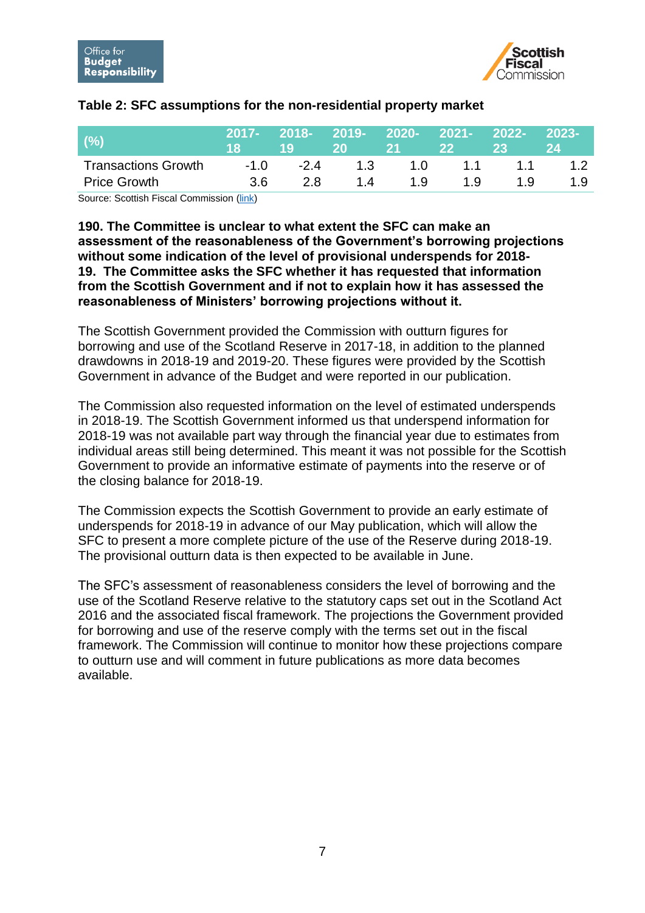**Table 2: SFC assumptions for the non-residential property market**

| (%) | 2017-18 | 2018-19 | 2019-20 | 2020-21 | 2021-22 | 2022-23 | 2023-24 |
|---|---|---|---|---|---|---|---|
| Transactions Growth | -1.0 | -2.4 | 1.3 | 1.0 | 1.1 | 1.1 | 1.2 |
| Price Growth | 3.6 | 2.8 | 1.4 | 1.9 | 1.9 | 1.9 | 1.9 |

Source: Scottish Fiscal Commission (link)

**190. The Committee is unclear to what extent the SFC can make an assessment of the reasonableness of the Government's borrowing projections without some indication of the level of provisional underspends for 2018-19. The Committee asks the SFC whether it has requested that information from the Scottish Government and if not to explain how it has assessed the reasonableness of Ministers' borrowing projections without it.**

The Scottish Government provided the Commission with outturn figures for borrowing and use of the Scotland Reserve in 2017-18, in addition to the planned drawdowns in 2018-19 and 2019-20. These figures were provided by the Scottish Government in advance of the Budget and were reported in our publication.

The Commission also requested information on the level of estimated underspends in 2018-19. The Scottish Government informed us that underspend information for 2018-19 was not available part way through the financial year due to estimates from individual areas still being determined. This meant it was not possible for the Scottish Government to provide an informative estimate of payments into the reserve or of the closing balance for 2018-19.

The Commission expects the Scottish Government to provide an early estimate of underspends for 2018-19 in advance of our May publication, which will allow the SFC to present a more complete picture of the use of the Reserve during 2018-19. The provisional outturn data is then expected to be available in June.

The SFC's assessment of reasonableness considers the level of borrowing and the use of the Scotland Reserve relative to the statutory caps set out in the Scotland Act 2016 and the associated fiscal framework. The projections the Government provided for borrowing and use of the reserve comply with the terms set out in the fiscal framework. The Commission will continue to monitor how these projections compare to outturn use and will comment in future publications as more data becomes available.